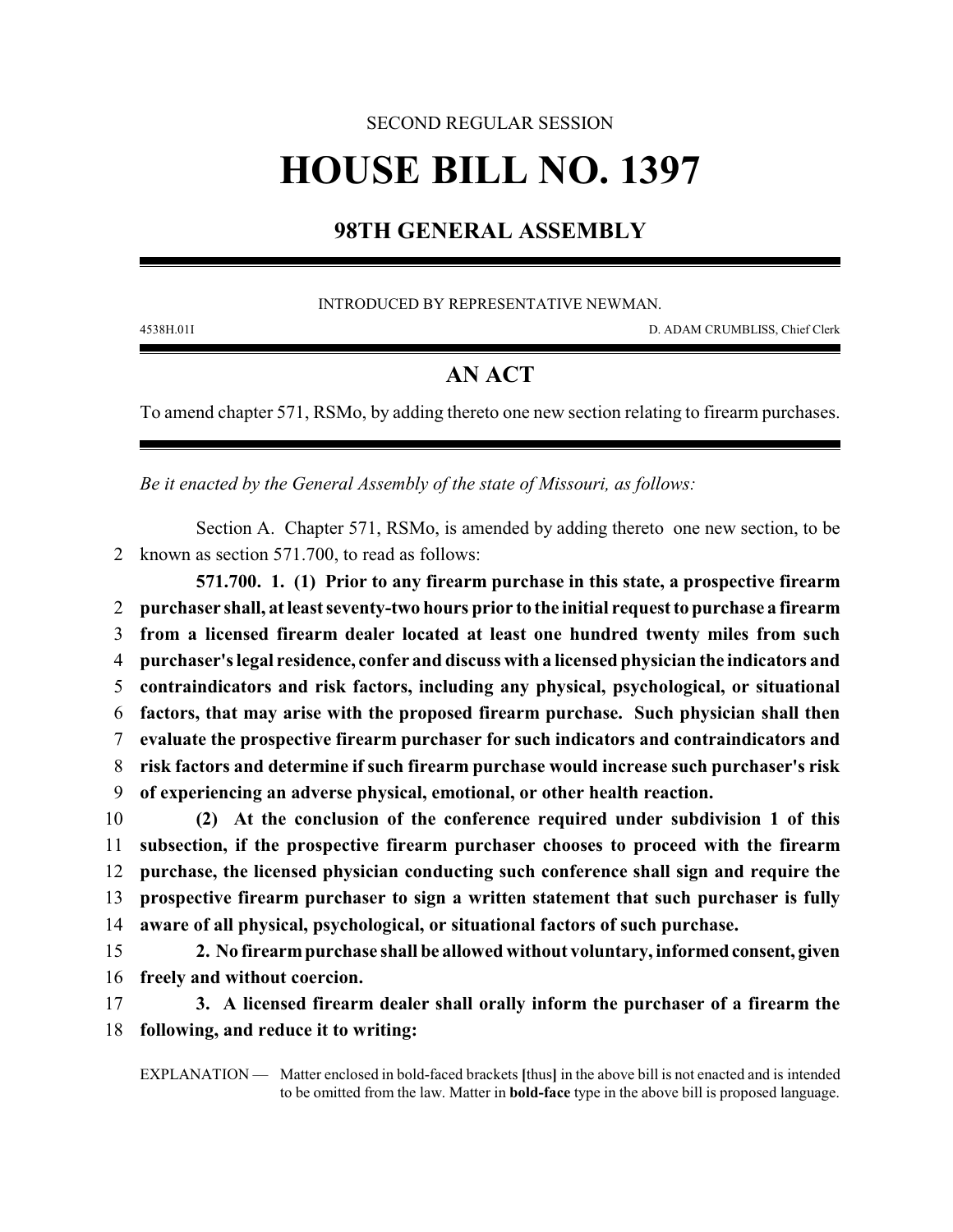SECOND REGULAR SESSION

# HOUSE BILL NO. 1397

## 98TH GENERAL ASSEMBLY

INTRODUCED BY REPRESENTATIVE NEWMAN.

4538H.01I D. ADAM CRUMBLISS, Chief Clerk

## AN ACT

To amend chapter 571, RSMo, by adding thereto one new section relating to firearm purchases.

*Be it enacted by the General Assembly of the state of Missouri, as follows:*

Section A. Chapter 571, RSMo, is amended by adding thereto one new section, to be known as section 571.700, to read as follows:

**571.700. 1. (1) Prior to any firearm purchase in this state, a prospective firearm purchaser shall, at least seventy-two hours prior to the initial request to purchase a firearm from a licensed firearm dealer located at least one hundred twenty miles from such purchaser's legal residence, confer and discuss with a licensed physician the indicators and contraindicators and risk factors, including any physical, psychological, or situational factors, that may arise with the proposed firearm purchase. Such physician shall then evaluate the prospective firearm purchaser for such indicators and contraindicators and risk factors and determine if such firearm purchase would increase such purchaser's risk of experiencing an adverse physical, emotional, or other health reaction.**

**(2) At the conclusion of the conference required under subdivision 1 of this subsection, if the prospective firearm purchaser chooses to proceed with the firearm purchase, the licensed physician conducting such conference shall sign and require the prospective firearm purchaser to sign a written statement that such purchaser is fully aware of all physical, psychological, or situational factors of such purchase.**

**2. No firearm purchase shall be allowed without voluntary, informed consent, given freely and without coercion.**

**3. A licensed firearm dealer shall orally inform the purchaser of a firearm the following, and reduce it to writing:**

EXPLANATION — Matter enclosed in bold-faced brackets **[**thus**]** in the above bill is not enacted and is intended to be omitted from the law. Matter in **bold-face** type in the above bill is proposed language.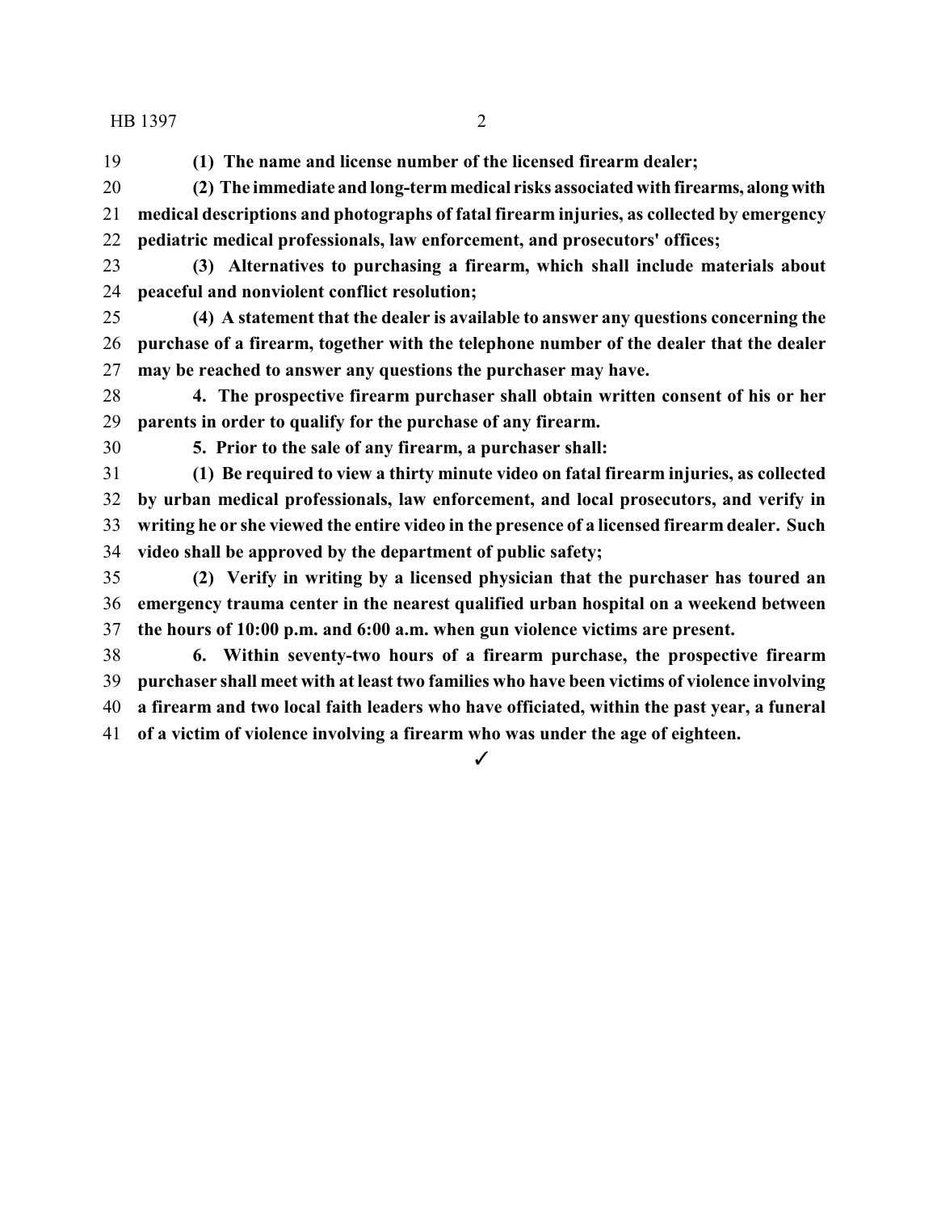**(1) The name and license number of the licensed firearm dealer;**

**(2) The immediate and long-term medical risks associated with firearms, along with medical descriptions and photographs of fatal firearm injuries, as collected by emergency pediatric medical professionals, law enforcement, and prosecutors' offices;**

**(3) Alternatives to purchasing a firearm, which shall include materials about peaceful and nonviolent conflict resolution;**

**(4) A statement that the dealer is available to answer any questions concerning the purchase of a firearm, together with the telephone number of the dealer that the dealer may be reached to answer any questions the purchaser may have.**

**4. The prospective firearm purchaser shall obtain written consent of his or her parents in order to qualify for the purchase of any firearm.**

**5. Prior to the sale of any firearm, a purchaser shall:**

**(1) Be required to view a thirty minute video on fatal firearm injuries, as collected by urban medical professionals, law enforcement, and local prosecutors, and verify in writing he or she viewed the entire video in the presence of a licensed firearm dealer. Such video shall be approved by the department of public safety;**

**(2) Verify in writing by a licensed physician that the purchaser has toured an emergency trauma center in the nearest qualified urban hospital on a weekend between the hours of 10:00 p.m. and 6:00 a.m. when gun violence victims are present.**

**6. Within seventy-two hours of a firearm purchase, the prospective firearm purchaser shall meet with at least two families who have been victims of violence involving a firearm and two local faith leaders who have officiated, within the past year, a funeral of a victim of violence involving a firearm who was under the age of eighteen.**

✓